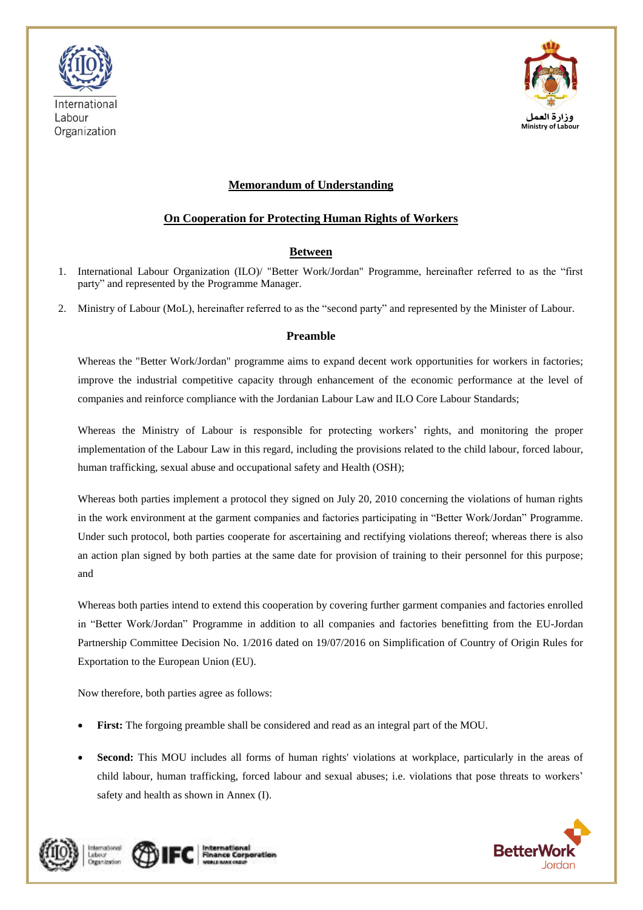International Labour Organization

وزارة العمل
Ministry of Labour

# Memorandum of Understanding

## On Cooperation for Protecting Human Rights of Workers

### Between

1. International Labour Organization (ILO)/ "Better Work/Jordan" Programme, hereinafter referred to as the "first party" and represented by the Programme Manager.
2. Ministry of Labour (MoL), hereinafter referred to as the "second party" and represented by the Minister of Labour.

### Preamble

Whereas the "Better Work/Jordan" programme aims to expand decent work opportunities for workers in factories; improve the industrial competitive capacity through enhancement of the economic performance at the level of companies and reinforce compliance with the Jordanian Labour Law and ILO Core Labour Standards;

Whereas the Ministry of Labour is responsible for protecting workers' rights, and monitoring the proper implementation of the Labour Law in this regard, including the provisions related to the child labour, forced labour, human trafficking, sexual abuse and occupational safety and Health (OSH);

Whereas both parties implement a protocol they signed on July 20, 2010 concerning the violations of human rights in the work environment at the garment companies and factories participating in "Better Work/Jordan" Programme. Under such protocol, both parties cooperate for ascertaining and rectifying violations thereof; whereas there is also an action plan signed by both parties at the same date for provision of training to their personnel for this purpose; and

Whereas both parties intend to extend this cooperation by covering further garment companies and factories enrolled in "Better Work/Jordan" Programme in addition to all companies and factories benefitting from the EU-Jordan Partnership Committee Decision No. 1/2016 dated on 19/07/2016 on Simplification of Country of Origin Rules for Exportation to the European Union (EU).

Now therefore, both parties agree as follows:

- **First:** The forgoing preamble shall be considered and read as an integral part of the MOU.
- **Second:** This MOU includes all forms of human rights' violations at workplace, particularly in the areas of child labour, human trafficking, forced labour and sexual abuses; i.e. violations that pose threats to workers' safety and health as shown in Annex (I).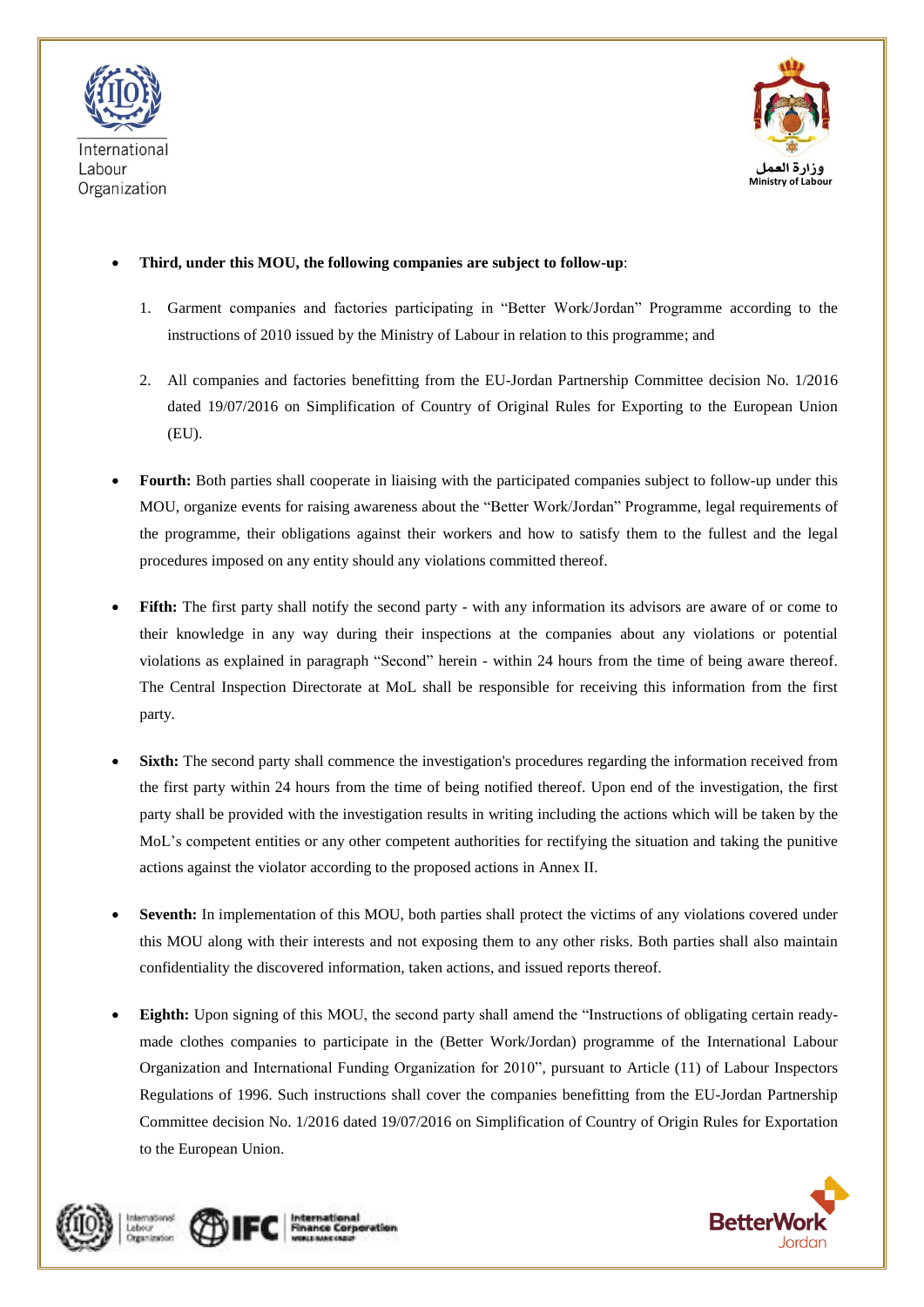- **Third, under this MOU, the following companies are subject to follow-up**:

    1. Garment companies and factories participating in "Better Work/Jordan" Programme according to the instructions of 2010 issued by the Ministry of Labour in relation to this programme; and

    2. All companies and factories benefitting from the EU-Jordan Partnership Committee decision No. 1/2016 dated 19/07/2016 on Simplification of Country of Original Rules for Exporting to the European Union (EU).

- **Fourth:** Both parties shall cooperate in liaising with the participated companies subject to follow-up under this MOU, organize events for raising awareness about the "Better Work/Jordan" Programme, legal requirements of the programme, their obligations against their workers and how to satisfy them to the fullest and the legal procedures imposed on any entity should any violations committed thereof.

- **Fifth:** The first party shall notify the second party - with any information its advisors are aware of or come to their knowledge in any way during their inspections at the companies about any violations or potential violations as explained in paragraph "Second" herein - within 24 hours from the time of being aware thereof. The Central Inspection Directorate at MoL shall be responsible for receiving this information from the first party.

- **Sixth:** The second party shall commence the investigation's procedures regarding the information received from the first party within 24 hours from the time of being notified thereof. Upon end of the investigation, the first party shall be provided with the investigation results in writing including the actions which will be taken by the MoL's competent entities or any other competent authorities for rectifying the situation and taking the punitive actions against the violator according to the proposed actions in Annex II.

- **Seventh:** In implementation of this MOU, both parties shall protect the victims of any violations covered under this MOU along with their interests and not exposing them to any other risks. Both parties shall also maintain confidentiality the discovered information, taken actions, and issued reports thereof.

- **Eighth:** Upon signing of this MOU, the second party shall amend the "Instructions of obligating certain ready-made clothes companies to participate in the (Better Work/Jordan) programme of the International Labour Organization and International Funding Organization for 2010", pursuant to Article (11) of Labour Inspectors Regulations of 1996. Such instructions shall cover the companies benefitting from the EU-Jordan Partnership Committee decision No. 1/2016 dated 19/07/2016 on Simplification of Country of Origin Rules for Exportation to the European Union.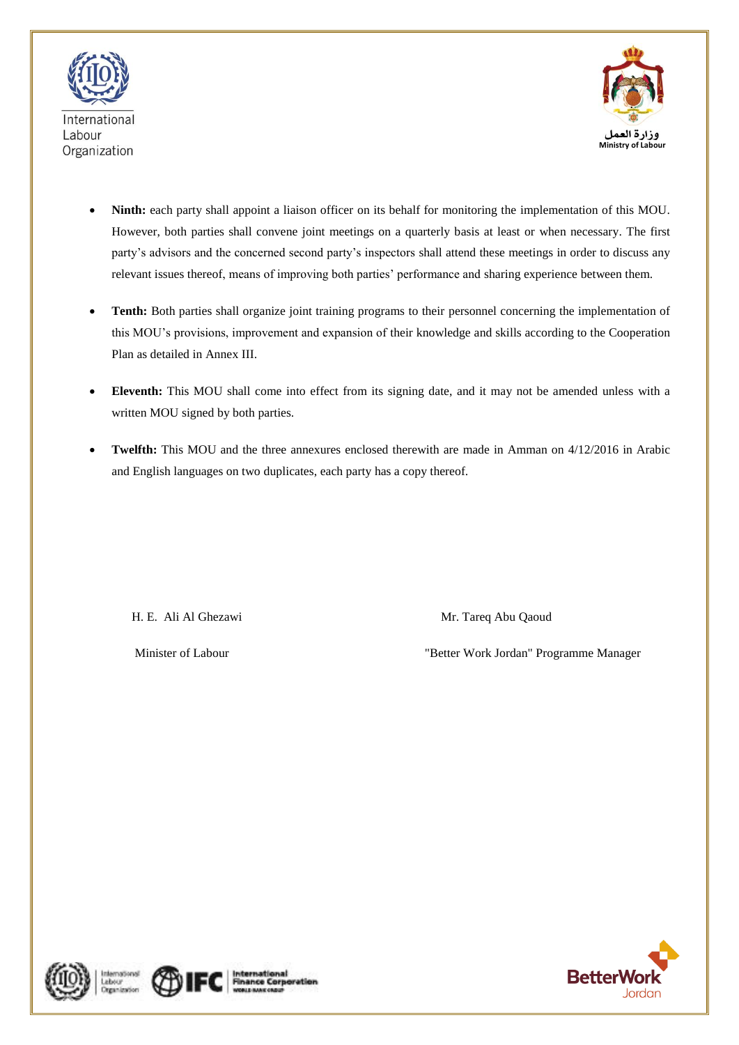- **Ninth:** each party shall appoint a liaison officer on its behalf for monitoring the implementation of this MOU. However, both parties shall convene joint meetings on a quarterly basis at least or when necessary. The first party's advisors and the concerned second party's inspectors shall attend these meetings in order to discuss any relevant issues thereof, means of improving both parties' performance and sharing experience between them.

- **Tenth:** Both parties shall organize joint training programs to their personnel concerning the implementation of this MOU's provisions, improvement and expansion of their knowledge and skills according to the Cooperation Plan as detailed in Annex III.

- **Eleventh:** This MOU shall come into effect from its signing date, and it may not be amended unless with a written MOU signed by both parties.

- **Twelfth:** This MOU and the three annexures enclosed therewith are made in Amman on 4/12/2016 in Arabic and English languages on two duplicates, each party has a copy thereof.

| | |
|---|---|
| H. E. Ali Al Ghezawi | Mr. Tareq Abu Qaoud |
| Minister of Labour | "Better Work Jordan" Programme Manager |